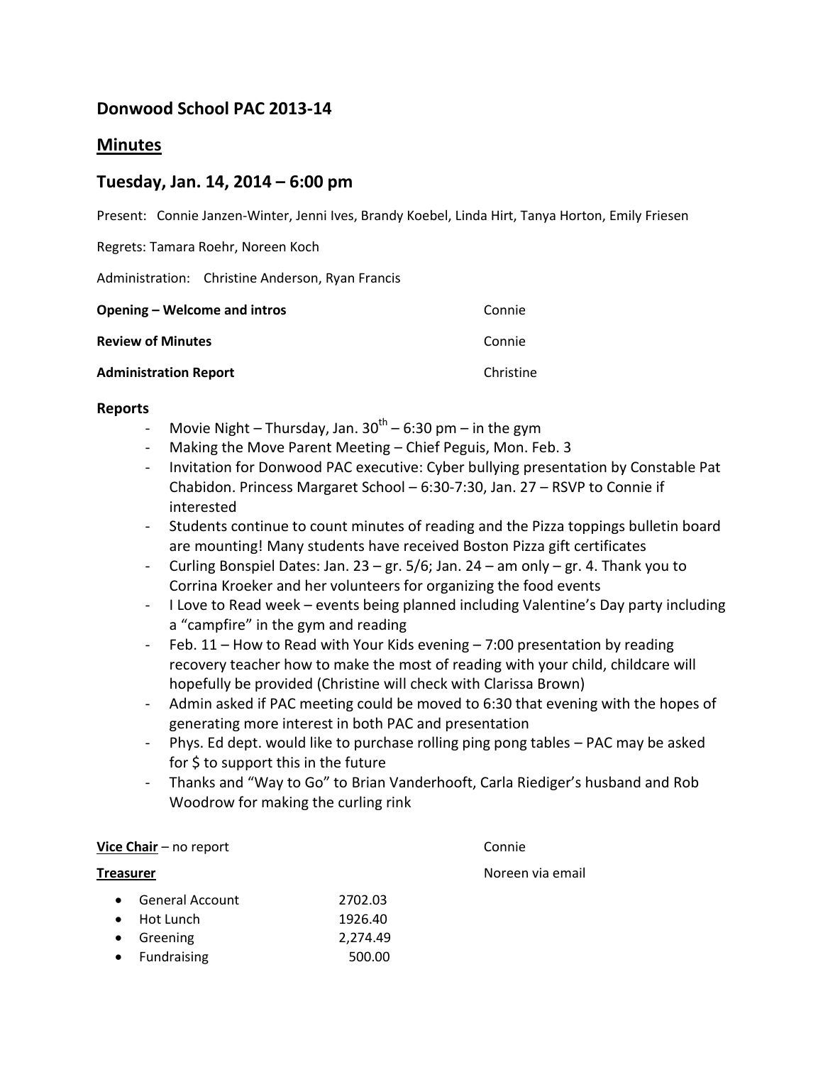## Donwood School PAC 2013-14

## <u>Minutes</u>

## Tuesday, Jan. 14, 2014 – 6:00 pm

Present: Connie Janzen-Winter, Jenni Ives, Brandy Koebel, Linda Hirt, Tanya Horton, Emily Friesen

Regrets: Tamara Roehr, Noreen Koch

Administration: Christine Anderson, Ryan Francis

| | |
|---|---|
| **Opening – Welcome and intros** | Connie |
| **Review of Minutes** | Connie |
| **Administration Report** | Christine |

**Reports**

- Movie Night – Thursday, Jan. 30th – 6:30 pm – in the gym
- Making the Move Parent Meeting – Chief Peguis, Mon. Feb. 3
- Invitation for Donwood PAC executive: Cyber bullying presentation by Constable Pat Chabidon. Princess Margaret School – 6:30-7:30, Jan. 27 – RSVP to Connie if interested
- Students continue to count minutes of reading and the Pizza toppings bulletin board are mounting! Many students have received Boston Pizza gift certificates
- Curling Bonspiel Dates: Jan. 23 – gr. 5/6; Jan. 24 – am only – gr. 4. Thank you to Corrina Kroeker and her volunteers for organizing the food events
- I Love to Read week – events being planned including Valentine's Day party including a "campfire" in the gym and reading
- Feb. 11 – How to Read with Your Kids evening – 7:00 presentation by reading recovery teacher how to make the most of reading with your child, childcare will hopefully be provided (Christine will check with Clarissa Brown)
- Admin asked if PAC meeting could be moved to 6:30 that evening with the hopes of generating more interest in both PAC and presentation
- Phys. Ed dept. would like to purchase rolling ping pong tables – PAC may be asked for $ to support this in the future
- Thanks and "Way to Go" to Brian Vanderhooft, Carla Riediger's husband and Rob Woodrow for making the curling rink

| | |
|---|---|
| **<u>Vice Chair</u>** – no report | Connie |
| **<u>Treasurer</u>** | Noreen via email |

- General Account 2702.03
- Hot Lunch 1926.40
- Greening 2,274.49
- Fundraising 500.00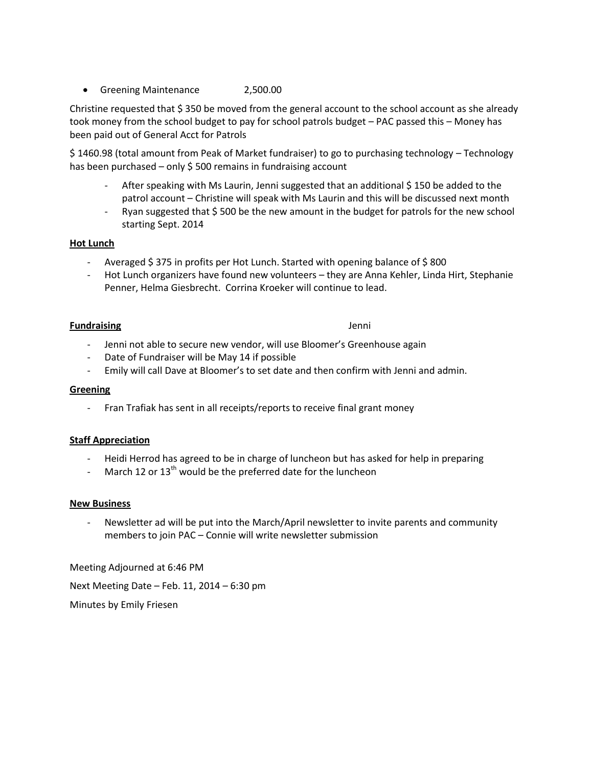- Greening Maintenance 2,500.00

Christine requested that $ 350 be moved from the general account to the school account as she already took money from the school budget to pay for school patrols budget – PAC passed this – Money has been paid out of General Acct for Patrols

$ 1460.98 (total amount from Peak of Market fundraiser) to go to purchasing technology – Technology has been purchased – only $ 500 remains in fundraising account

- After speaking with Ms Laurin, Jenni suggested that an additional $ 150 be added to the patrol account – Christine will speak with Ms Laurin and this will be discussed next month
- Ryan suggested that $ 500 be the new amount in the budget for patrols for the new school starting Sept. 2014

**<u>Hot Lunch</u>**

- Averaged $ 375 in profits per Hot Lunch. Started with opening balance of $ 800
- Hot Lunch organizers have found new volunteers – they are Anna Kehler, Linda Hirt, Stephanie Penner, Helma Giesbrecht. Corrina Kroeker will continue to lead.

**<u>Fundraising</u>** Jenni

- Jenni not able to secure new vendor, will use Bloomer's Greenhouse again
- Date of Fundraiser will be May 14 if possible
- Emily will call Dave at Bloomer's to set date and then confirm with Jenni and admin.

**<u>Greening</u>**

- Fran Trafiak has sent in all receipts/reports to receive final grant money

**<u>Staff Appreciation</u>**

- Heidi Herrod has agreed to be in charge of luncheon but has asked for help in preparing
- March 12 or 13th would be the preferred date for the luncheon

**<u>New Business</u>**

- Newsletter ad will be put into the March/April newsletter to invite parents and community members to join PAC – Connie will write newsletter submission

Meeting Adjourned at 6:46 PM

Next Meeting Date – Feb. 11, 2014 – 6:30 pm

Minutes by Emily Friesen